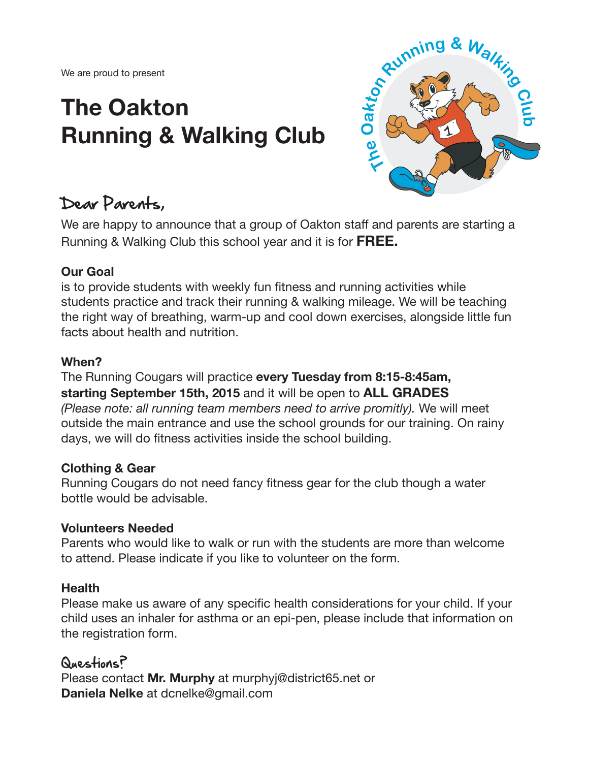We are proud to present

# The Oakton Running & Walking Club

## Dear Parents,

We are happy to announce that a group of Oakton staff and parents are starting a Running & Walking Club this school year and it is for **FREE.**

### Our Goal

is to provide students with weekly fun fitness and running activities while students practice and track their running & walking mileage. We will be teaching the right way of breathing, warm-up and cool down exercises, alongside little fun facts about health and nutrition.

### When?

The Running Cougars will practice **every Tuesday from 8:15-8:45am, starting September 15th, 2015** and it will be open to **ALL GRADES** *(Please note: all running team members need to arrive promitly).* We will meet outside the main entrance and use the school grounds for our training. On rainy days, we will do fitness activities inside the school building.

### Clothing & Gear

Running Cougars do not need fancy fitness gear for the club though a water bottle would be advisable.

### Volunteers Needed

Parents who would like to walk or run with the students are more than welcome to attend. Please indicate if you like to volunteer on the form.

### Health

Please make us aware of any specific health considerations for your child. If your child uses an inhaler for asthma or an epi-pen, please include that information on the registration form.

## Questions?

Please contact **Mr. Murphy** at murphyj@district65.net or
**Daniela Nelke** at dcnelke@gmail.com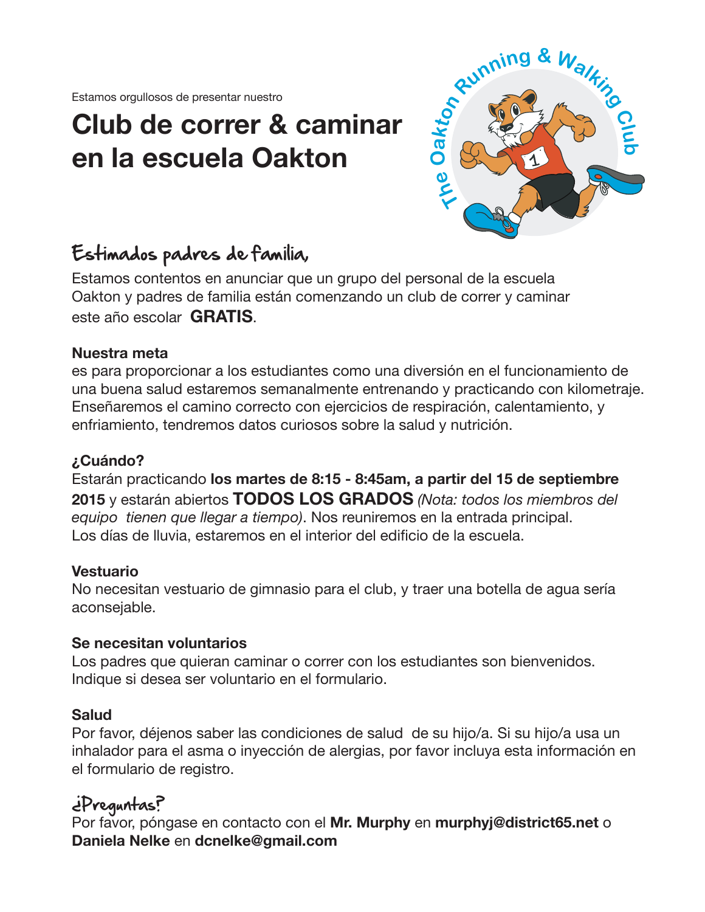Estamos orgullosos de presentar nuestro

# Club de correr & caminar en la escuela Oakton

The Oakton Running & Walking Club

## Estimados padres de familia,

Estamos contentos en anunciar que un grupo del personal de la escuela Oakton y padres de familia están comenzando un club de correr y caminar este año escolar **GRATIS**.

**Nuestra meta**
es para proporcionar a los estudiantes como una diversión en el funcionamiento de una buena salud estaremos semanalmente entrenando y practicando con kilometraje. Enseñaremos el camino correcto con ejercicios de respiración, calentamiento, y enfriamiento, tendremos datos curiosos sobre la salud y nutrición.

**¿Cuándo?**
Estarán practicando **los martes de 8:15 - 8:45am, a partir del 15 de septiembre 2015** y estarán abiertos **TODOS LOS GRADOS** *(Nota: todos los miembros del equipo tienen que llegar a tiempo)*. Nos reuniremos en la entrada principal. Los días de lluvia, estaremos en el interior del edificio de la escuela.

**Vestuario**
No necesitan vestuario de gimnasio para el club, y traer una botella de agua sería aconsejable.

**Se necesitan voluntarios**
Los padres que quieran caminar o correr con los estudiantes son bienvenidos. Indique si desea ser voluntario en el formulario.

**Salud**
Por favor, déjenos saber las condiciones de salud de su hijo/a. Si su hijo/a usa un inhalador para el asma o inyección de alergias, por favor incluya esta información en el formulario de registro.

## ¿Preguntas?

Por favor, póngase en contacto con el **Mr. Murphy** en **murphyj@district65.net** o **Daniela Nelke** en **dcnelke@gmail.com**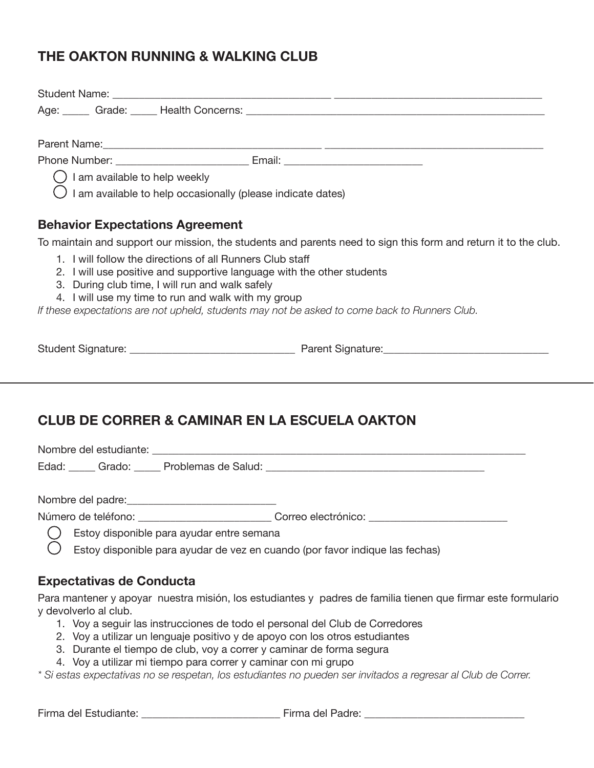## THE OAKTON RUNNING & WALKING CLUB

Student Name: _______________________________________ _____________________________________

Age: _____ Grade: _____ Health Concerns: _______________________________________________________

Parent Name:_______________________________________ _______________________________________

Phone Number: ________________________ Email: _________________________

- ◯ I am available to help weekly
- ◯ I am available to help occasionally (please indicate dates)

### Behavior Expectations Agreement

To maintain and support our mission, the students and parents need to sign this form and return it to the club.

1. I will follow the directions of all Runners Club staff
2. I will use positive and supportive language with the other students
3. During club time, I will run and walk safely
4. I will use my time to run and walk with my group

*If these expectations are not upheld, students may not be asked to come back to Runners Club.*

Student Signature: ______________________________ Parent Signature:______________________________

---

## CLUB DE CORRER & CAMINAR EN LA ESCUELA OAKTON

Nombre del estudiante: _________________________________________________________________________

Edad: _____ Grado: _____ Problemas de Salud: ________________________________________

Nombre del padre:___________________________

Número de teléfono: ________________________ Correo electrónico: _________________________

- ◯ Estoy disponible para ayudar entre semana
- ◯ Estoy disponible para ayudar de vez en cuando (por favor indique las fechas)

### Expectativas de Conducta

Para mantener y apoyar nuestra misión, los estudiantes y padres de familia tienen que firmar este formulario y devolverlo al club.

1. Voy a seguir las instrucciones de todo el personal del Club de Corredores
2. Voy a utilizar un lenguaje positivo y de apoyo con los otros estudiantes
3. Durante el tiempo de club, voy a correr y caminar de forma segura
4. Voy a utilizar mi tiempo para correr y caminar con mi grupo

*\* Si estas expectativas no se respetan, los estudiantes no pueden ser invitados a regresar al Club de Correr.*

Firma del Estudiante: _________________________ Firma del Padre: ______________________________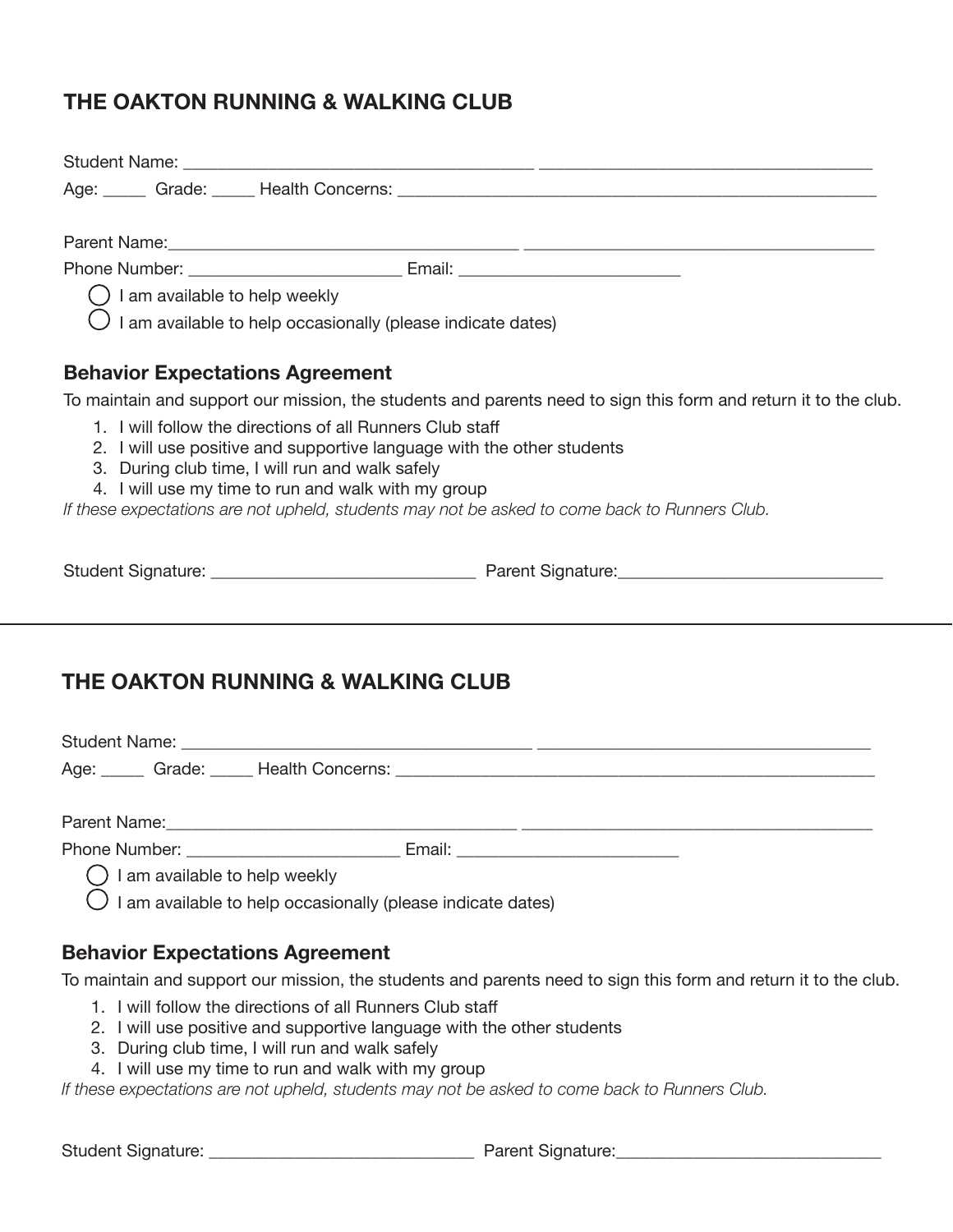## THE OAKTON RUNNING & WALKING CLUB

Student Name: ________________________________________ ______________________________________

Age: _____ Grade: _____ Health Concerns: _________________________________________________________

Parent Name:________________________________________ ________________________________________

Phone Number: ________________________ Email: _________________________

◯ I am available to help weekly

◯ I am available to help occasionally (please indicate dates)

### Behavior Expectations Agreement

To maintain and support our mission, the students and parents need to sign this form and return it to the club.

1. I will follow the directions of all Runners Club staff
2. I will use positive and supportive language with the other students
3. During club time, I will run and walk safely
4. I will use my time to run and walk with my group

*If these expectations are not upheld, students may not be asked to come back to Runners Club.*

Student Signature: ______________________________ Parent Signature:______________________________

---

## THE OAKTON RUNNING & WALKING CLUB

Student Name: ________________________________________ ______________________________________

Age: _____ Grade: _____ Health Concerns: _________________________________________________________

Parent Name:________________________________________ ________________________________________

Phone Number: ________________________ Email: _________________________

◯ I am available to help weekly

◯ I am available to help occasionally (please indicate dates)

### Behavior Expectations Agreement

To maintain and support our mission, the students and parents need to sign this form and return it to the club.

1. I will follow the directions of all Runners Club staff
2. I will use positive and supportive language with the other students
3. During club time, I will run and walk safely
4. I will use my time to run and walk with my group

*If these expectations are not upheld, students may not be asked to come back to Runners Club.*

Student Signature: ______________________________ Parent Signature:______________________________